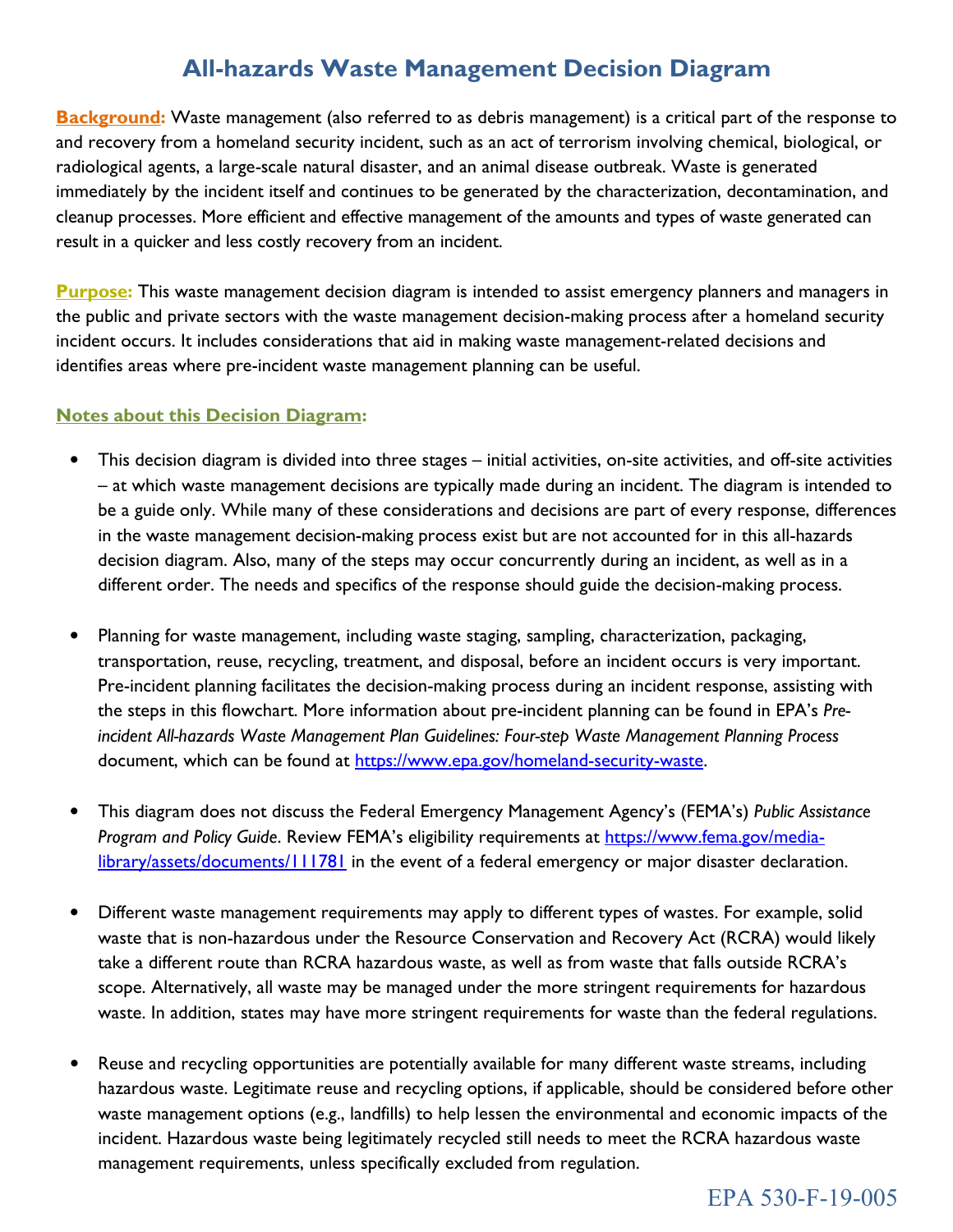# All-hazards Waste Management Decision Diagram

**Background:** Waste management (also referred to as debris management) is a critical part of the response to and recovery from a homeland security incident, such as an act of terrorism involving chemical, biological, or radiological agents, a large-scale natural disaster, and an animal disease outbreak. Waste is generated immediately by the incident itself and continues to be generated by the characterization, decontamination, and cleanup processes. More efficient and effective management of the amounts and types of waste generated can result in a quicker and less costly recovery from an incident.

**Purpose:** This waste management decision diagram is intended to assist emergency planners and managers in the public and private sectors with the waste management decision-making process after a homeland security incident occurs. It includes considerations that aid in making waste management-related decisions and identifies areas where pre-incident waste management planning can be useful.

**Notes about this Decision Diagram:**

- This decision diagram is divided into three stages – initial activities, on-site activities, and off-site activities – at which waste management decisions are typically made during an incident. The diagram is intended to be a guide only. While many of these considerations and decisions are part of every response, differences in the waste management decision-making process exist but are not accounted for in this all-hazards decision diagram. Also, many of the steps may occur concurrently during an incident, as well as in a different order. The needs and specifics of the response should guide the decision-making process.

- Planning for waste management, including waste staging, sampling, characterization, packaging, transportation, reuse, recycling, treatment, and disposal, before an incident occurs is very important. Pre-incident planning facilitates the decision-making process during an incident response, assisting with the steps in this flowchart. More information about pre-incident planning can be found in EPA's *Pre-incident All-hazards Waste Management Plan Guidelines: Four-step Waste Management Planning Process* document, which can be found at https://www.epa.gov/homeland-security-waste.

- This diagram does not discuss the Federal Emergency Management Agency's (FEMA's) *Public Assistance Program and Policy Guide*. Review FEMA's eligibility requirements at https://www.fema.gov/media-library/assets/documents/111781 in the event of a federal emergency or major disaster declaration.

- Different waste management requirements may apply to different types of wastes. For example, solid waste that is non-hazardous under the Resource Conservation and Recovery Act (RCRA) would likely take a different route than RCRA hazardous waste, as well as from waste that falls outside RCRA's scope. Alternatively, all waste may be managed under the more stringent requirements for hazardous waste. In addition, states may have more stringent requirements for waste than the federal regulations.

- Reuse and recycling opportunities are potentially available for many different waste streams, including hazardous waste. Legitimate reuse and recycling options, if applicable, should be considered before other waste management options (e.g., landfills) to help lessen the environmental and economic impacts of the incident. Hazardous waste being legitimately recycled still needs to meet the RCRA hazardous waste management requirements, unless specifically excluded from regulation.

EPA 530-F-19-005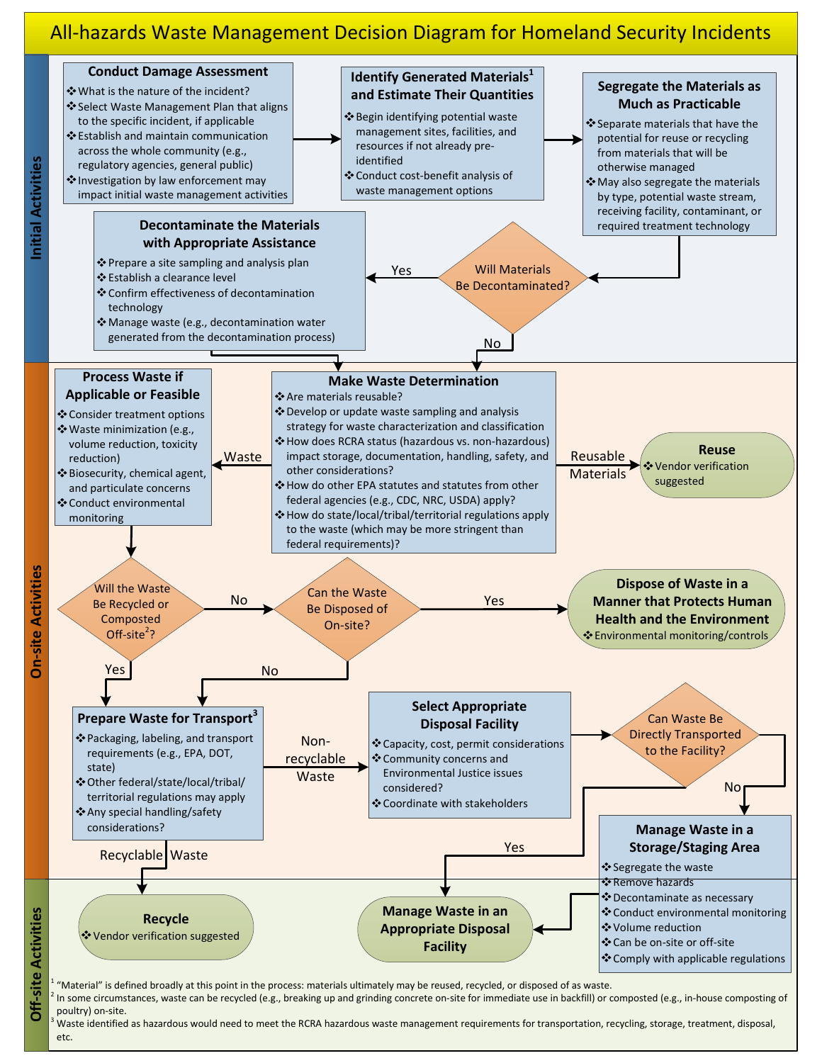# All-hazards Waste Management Decision Diagram for Homeland Security Incidents

## Initial Activities

### Conduct Damage Assessment

- What is the nature of the incident?
- Select Waste Management Plan that aligns to the specific incident, if applicable
- Establish and maintain communication across the whole community (e.g., regulatory agencies, general public)
- Investigation by law enforcement may impact initial waste management activities

### Identify Generated Materials[1] and Estimate Their Quantities

- Begin identifying potential waste management sites, facilities, and resources if not already pre-identified
- Conduct cost-benefit analysis of waste management options

### Segregate the Materials as Much as Practicable

- Separate materials that have the potential for reuse or recycling from materials that will be otherwise managed
- May also segregate the materials by type, potential waste stream, receiving facility, contaminant, or required treatment technology

**Will Materials Be Decontaminated?**

- Yes → Decontaminate the Materials with Appropriate Assistance
- No → Make Waste Determination

### Decontaminate the Materials with Appropriate Assistance

- Prepare a site sampling and analysis plan
- Establish a clearance level
- Confirm effectiveness of decontamination technology
- Manage waste (e.g., decontamination water generated from the decontamination process)

## On-site Activities

### Make Waste Determination

- Are materials reusable?
- Develop or update waste sampling and analysis strategy for waste characterization and classification
- How does RCRA status (hazardous vs. non-hazardous) impact storage, documentation, handling, safety, and other considerations?
- How do other EPA statutes and statutes from other federal agencies (e.g., CDC, NRC, USDA) apply?
- How do state/local/tribal/territorial regulations apply to the waste (which may be more stringent than federal requirements)?

Reusable Materials → **Reuse**
- Vendor verification suggested

Waste → Process Waste if Applicable or Feasible

### Process Waste if Applicable or Feasible

- Consider treatment options
- Waste minimization (e.g., volume reduction, toxicity reduction)
- Biosecurity, chemical agent, and particulate concerns
- Conduct environmental monitoring

**Will the Waste Be Recycled or Composted Off-site[2]?**

- Yes → Prepare Waste for Transport
- No → Can the Waste Be Disposed of On-site?

**Can the Waste Be Disposed of On-site?**

- Yes → Dispose of Waste in a Manner that Protects Human Health and the Environment
- No → Prepare Waste for Transport

### Dispose of Waste in a Manner that Protects Human Health and the Environment

- Environmental monitoring/controls

### Prepare Waste for Transport[3]

- Packaging, labeling, and transport requirements (e.g., EPA, DOT, state)
- Other federal/state/local/tribal/territorial regulations may apply
- Any special handling/safety considerations?

Non-recyclable Waste → Select Appropriate Disposal Facility

Recyclable Waste → Recycle

### Select Appropriate Disposal Facility

- Capacity, cost, permit considerations
- Community concerns and Environmental Justice issues considered?
- Coordinate with stakeholders

**Can Waste Be Directly Transported to the Facility?**

- Yes → Manage Waste in an Appropriate Disposal Facility
- No → Manage Waste in a Storage/Staging Area

### Manage Waste in a Storage/Staging Area

- Segregate the waste
- Remove hazards
- Decontaminate as necessary
- Conduct environmental monitoring
- Volume reduction
- Can be on-site or off-site
- Comply with applicable regulations

→ Manage Waste in an Appropriate Disposal Facility

## Off-site Activities

### Recycle

- Vendor verification suggested

### Manage Waste in an Appropriate Disposal Facility

---

[1] "Material" is defined broadly at this point in the process: materials ultimately may be reused, recycled, or disposed of as waste.

[2] In some circumstances, waste can be recycled (e.g., breaking up and grinding concrete on-site for immediate use in backfill) or composted (e.g., in-house composting of poultry) on-site.

[3] Waste identified as hazardous would need to meet the RCRA hazardous waste management requirements for transportation, recycling, storage, treatment, disposal, etc.